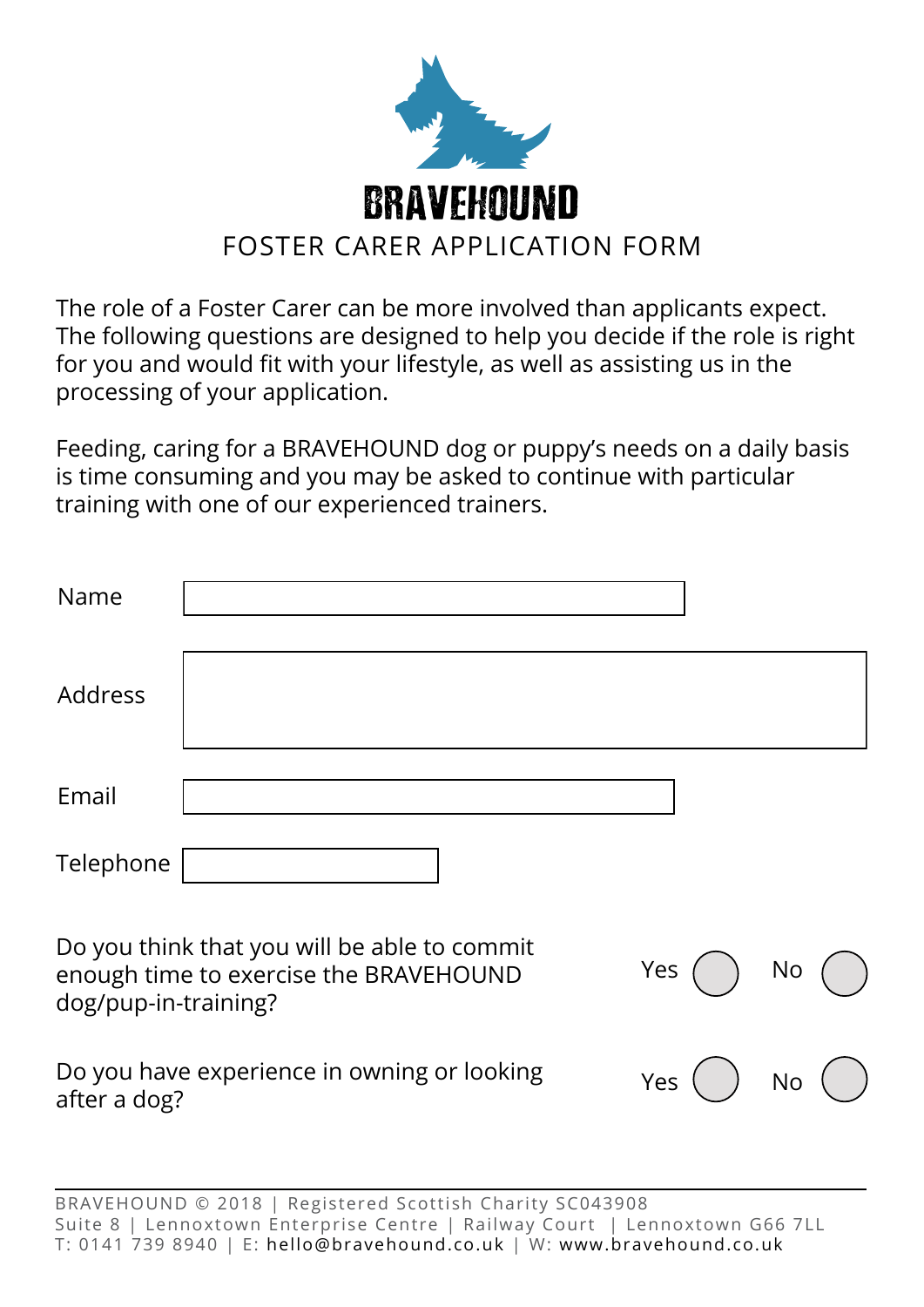# BRAVEHOUND

## FOSTER CARER APPLICATION FORM

The role of a Foster Carer can be more involved than applicants expect. The following questions are designed to help you decide if the role is right for you and would fit with your lifestyle, as well as assisting us in the processing of your application.

Feeding, caring for a BRAVEHOUND dog or puppy's needs on a daily basis is time consuming and you may be asked to continue with particular training with one of our experienced trainers.

Name

Address

Email

Telephone

Do you think that you will be able to commit enough time to exercise the BRAVEHOUND dog/pup-in-training? Yes ◯ No ◯

Do you have experience in owning or looking after a dog? Yes ◯ No ◯

BRAVEHOUND © 2018 | Registered Scottish Charity SC043908
Suite 8 | Lennoxtown Enterprise Centre | Railway Court | Lennoxtown G66 7LL
T: 0141 739 8940 | E: hello@bravehound.co.uk | W: www.bravehound.co.uk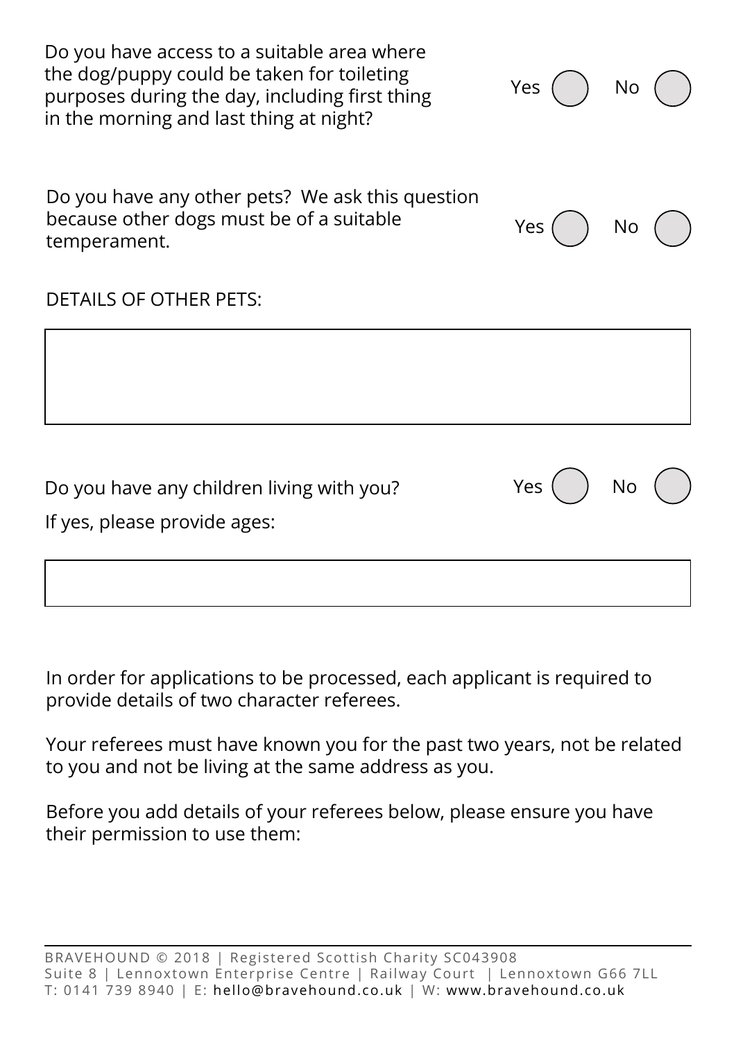Do you have access to a suitable area where the dog/puppy could be taken for toileting purposes during the day, including first thing in the morning and last thing at night?

Yes ◯ No ◯

Do you have any other pets? We ask this question because other dogs must be of a suitable temperament.

Yes ◯ No ◯

DETAILS OF OTHER PETS:

Do you have any children living with you?

Yes ◯ No ◯

If yes, please provide ages:

In order for applications to be processed, each applicant is required to provide details of two character referees.

Your referees must have known you for the past two years, not be related to you and not be living at the same address as you.

Before you add details of your referees below, please ensure you have their permission to use them:

BRAVEHOUND © 2018 | Registered Scottish Charity SC043908
Suite 8 | Lennoxtown Enterprise Centre | Railway Court | Lennoxtown G66 7LL
T: 0141 739 8940 | E: hello@bravehound.co.uk | W: www.bravehound.co.uk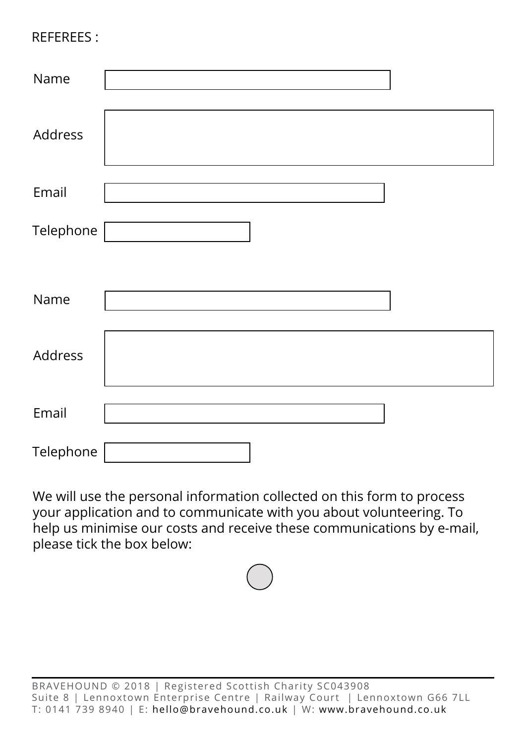REFEREES :

Name

Address

Email

Telephone

Name

Address

Email

Telephone

We will use the personal information collected on this form to process your application and to communicate with you about volunteering. To help us minimise our costs and receive these communications by e-mail, please tick the box below:

BRAVEHOUND © 2018 | Registered Scottish Charity SC043908
Suite 8 | Lennoxtown Enterprise Centre | Railway Court | Lennoxtown G66 7LL
T: 0141 739 8940 | E: hello@bravehound.co.uk | W: www.bravehound.co.uk